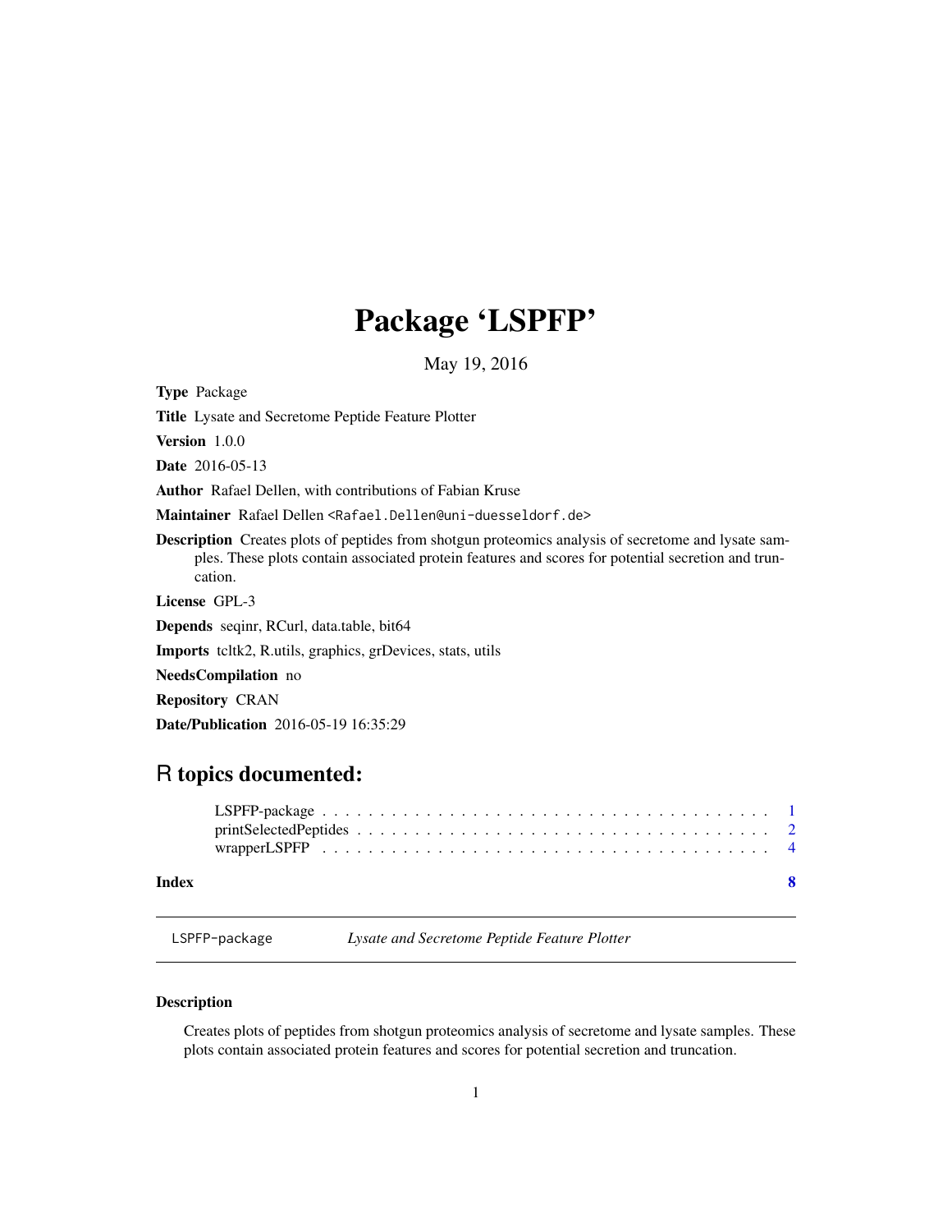# Package 'LSPFP'

May 19, 2016

**Type** Package

**Title** Lysate and Secretome Peptide Feature Plotter

**Version** 1.0.0

**Date** 2016-05-13

**Author** Rafael Dellen, with contributions of Fabian Kruse

**Maintainer** Rafael Dellen <Rafael.Dellen@uni-duesseldorf.de>

**Description** Creates plots of peptides from shotgun proteomics analysis of secretome and lysate samples. These plots contain associated protein features and scores for potential secretion and truncation.

**License** GPL-3

**Depends** seqinr, RCurl, data.table, bit64

**Imports** tcltk2, R.utils, graphics, grDevices, stats, utils

**NeedsCompilation** no

**Repository** CRAN

**Date/Publication** 2016-05-19 16:35:29

## R topics documented:

- LSPFP-package . . . . . . . . . . . . . . . . . . . . . . . . . . . . . . . . . . . . . . . 1
- printSelectedPeptides . . . . . . . . . . . . . . . . . . . . . . . . . . . . . . . . . . . 2
- wrapperLSPFP . . . . . . . . . . . . . . . . . . . . . . . . . . . . . . . . . . . . . . . . 4

**Index** 8

---

LSPFP-package *Lysate and Secretome Peptide Feature Plotter*

---

### Description

Creates plots of peptides from shotgun proteomics analysis of secretome and lysate samples. These plots contain associated protein features and scores for potential secretion and truncation.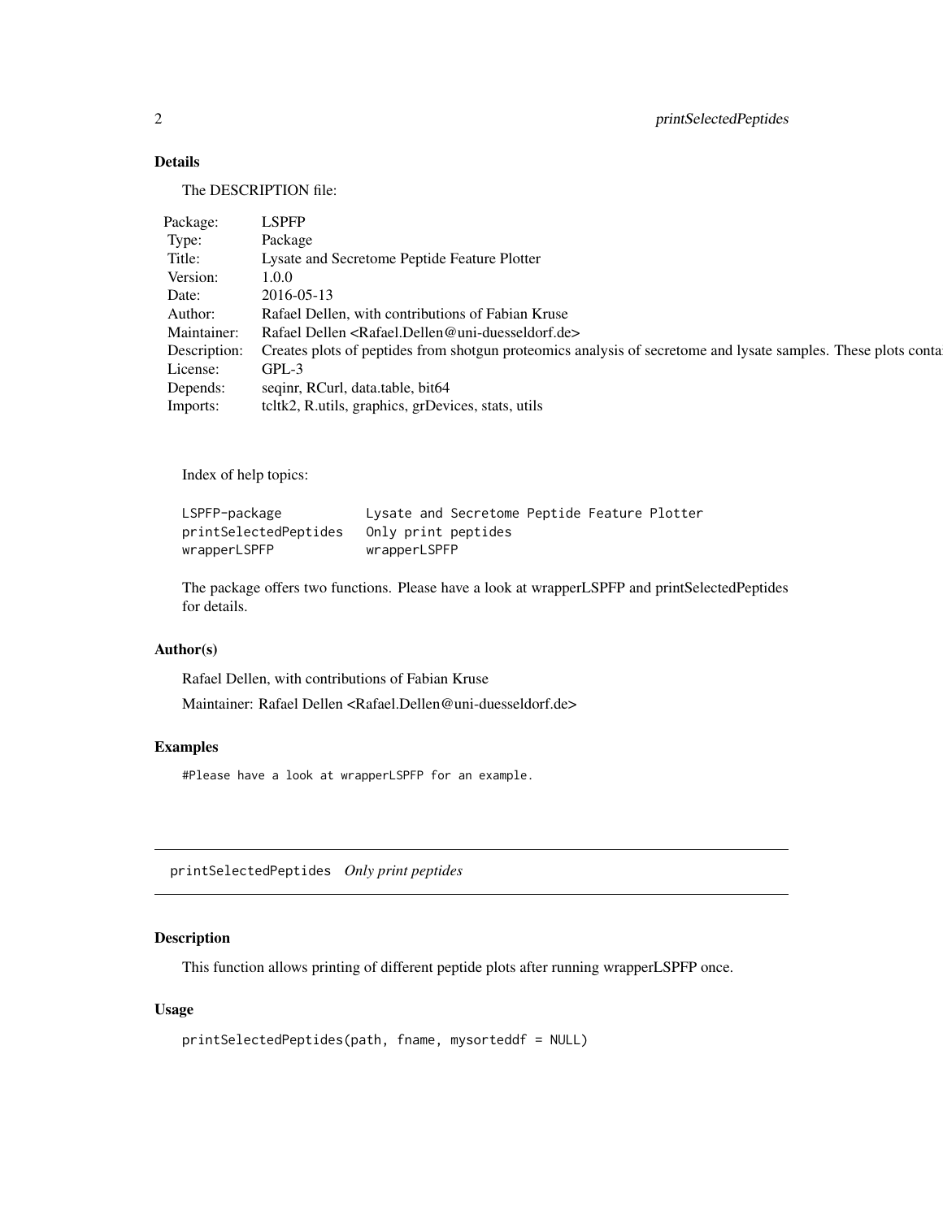### Details

The DESCRIPTION file:

| | |
|---|---|
| Package: | LSPFP |
| Type: | Package |
| Title: | Lysate and Secretome Peptide Feature Plotter |
| Version: | 1.0.0 |
| Date: | 2016-05-13 |
| Author: | Rafael Dellen, with contributions of Fabian Kruse |
| Maintainer: | Rafael Dellen <Rafael.Dellen@uni-duesseldorf.de> |
| Description: | Creates plots of peptides from shotgun proteomics analysis of secretome and lysate samples. These plots conta |
| License: | GPL-3 |
| Depends: | seqinr, RCurl, data.table, bit64 |
| Imports: | tcltk2, R.utils, graphics, grDevices, stats, utils |

Index of help topics:

```
LSPFP-package           Lysate and Secretome Peptide Feature Plotter
printSelectedPeptides   Only print peptides
wrapperLSPFP            wrapperLSPFP
```

The package offers two functions. Please have a look at wrapperLSPFP and printSelectedPeptides for details.

### Author(s)

Rafael Dellen, with contributions of Fabian Kruse

Maintainer: Rafael Dellen <Rafael.Dellen@uni-duesseldorf.de>

### Examples

```
#Please have a look at wrapperLSPFP for an example.
```

---

## printSelectedPeptides *Only print peptides*

---

### Description

This function allows printing of different peptide plots after running wrapperLSPFP once.

### Usage

```
printSelectedPeptides(path, fname, mysorteddf = NULL)
```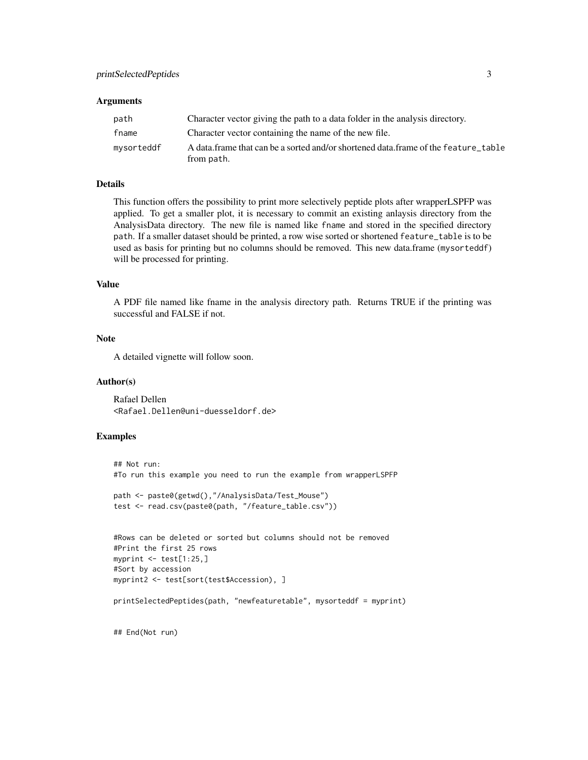## Arguments

| | |
|---|---|
| path | Character vector giving the path to a data folder in the analysis directory. |
| fname | Character vector containing the name of the new file. |
| mysorteddf | A data.frame that can be a sorted and/or shortened data.frame of the feature_table from path. |

## Details

This function offers the possibility to print more selectively peptide plots after wrapperLSPFP was applied. To get a smaller plot, it is necessary to commit an existing anlaysis directory from the AnalysisData directory. The new file is named like fname and stored in the specified directory path. If a smaller dataset should be printed, a row wise sorted or shortened feature_table is to be used as basis for printing but no columns should be removed. This new data.frame (mysorteddf) will be processed for printing.

## Value

A PDF file named like fname in the analysis directory path. Returns TRUE if the printing was successful and FALSE if not.

## Note

A detailed vignette will follow soon.

## Author(s)

Rafael Dellen
<Rafael.Dellen@uni-duesseldorf.de>

## Examples

```
## Not run:
#To run this example you need to run the example from wrapperLSPFP

path <- paste0(getwd(),"/AnalysisData/Test_Mouse")
test <- read.csv(paste0(path, "/feature_table.csv"))


#Rows can be deleted or sorted but columns should not be removed
#Print the first 25 rows
myprint <- test[1:25,]
#Sort by accession
myprint2 <- test[sort(test$Accession), ]

printSelectedPeptides(path, "newfeaturetable", mysorteddf = myprint)


## End(Not run)
```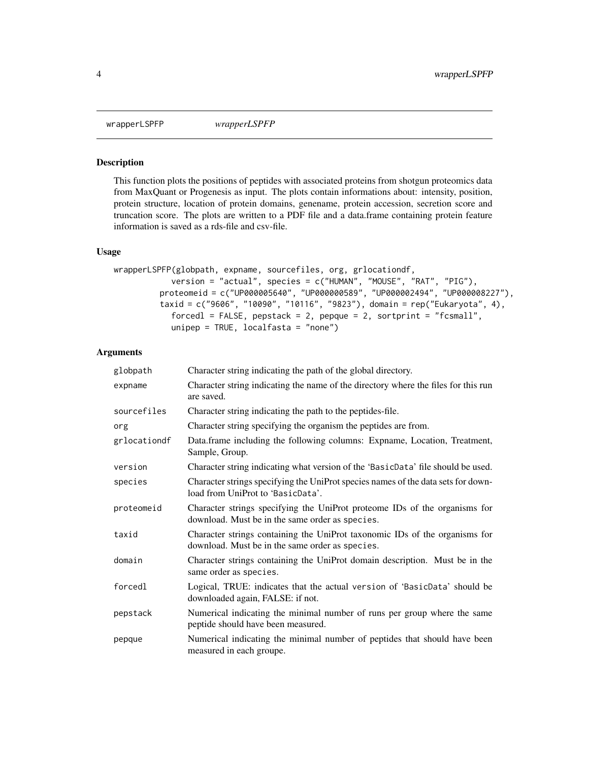# wrapperLSPFP

*wrapperLSPFP*

## Description

This function plots the positions of peptides with associated proteins from shotgun proteomics data from MaxQuant or Progenesis as input. The plots contain informations about: intensity, position, protein structure, location of protein domains, genename, protein accession, secretion score and truncation score. The plots are written to a PDF file and a data.frame containing protein feature information is saved as a rds-file and csv-file.

## Usage

```
wrapperLSPFP(globpath, expname, sourcefiles, org, grlocationdf,
           version = "actual", species = c("HUMAN", "MOUSE", "RAT", "PIG"),
         proteomeid = c("UP000005640", "UP000000589", "UP000002494", "UP000008227"),
         taxid = c("9606", "10090", "10116", "9823"), domain = rep("Eukaryota", 4),
           forcedl = FALSE, pepstack = 2, pepque = 2, sortprint = "fcsmall",
           unipep = TRUE, localfasta = "none")
```

## Arguments

| | |
|---|---|
| `globpath` | Character string indicating the path of the global directory. |
| `expname` | Character string indicating the name of the directory where the files for this run are saved. |
| `sourcefiles` | Character string indicating the path to the peptides-file. |
| `org` | Character string specifying the organism the peptides are from. |
| `grlocationdf` | Data.frame including the following columns: Expname, Location, Treatment, Sample, Group. |
| `version` | Character string indicating what version of the 'BasicData' file should be used. |
| `species` | Character strings specifying the UniProt species names of the data sets for download from UniProt to 'BasicData'. |
| `proteomeid` | Character strings specifying the UniProt proteome IDs of the organisms for download. Must be in the same order as `species`. |
| `taxid` | Character strings containing the UniProt taxonomic IDs of the organisms for download. Must be in the same order as `species`. |
| `domain` | Character strings containing the UniProt domain description. Must be in the same order as `species`. |
| `forcedl` | Logical, TRUE: indicates that the actual `version` of 'BasicData' should be downloaded again, FALSE: if not. |
| `pepstack` | Numerical indicating the minimal number of runs per group where the same peptide should have been measured. |
| `pepque` | Numerical indicating the minimal number of peptides that should have been measured in each groupe. |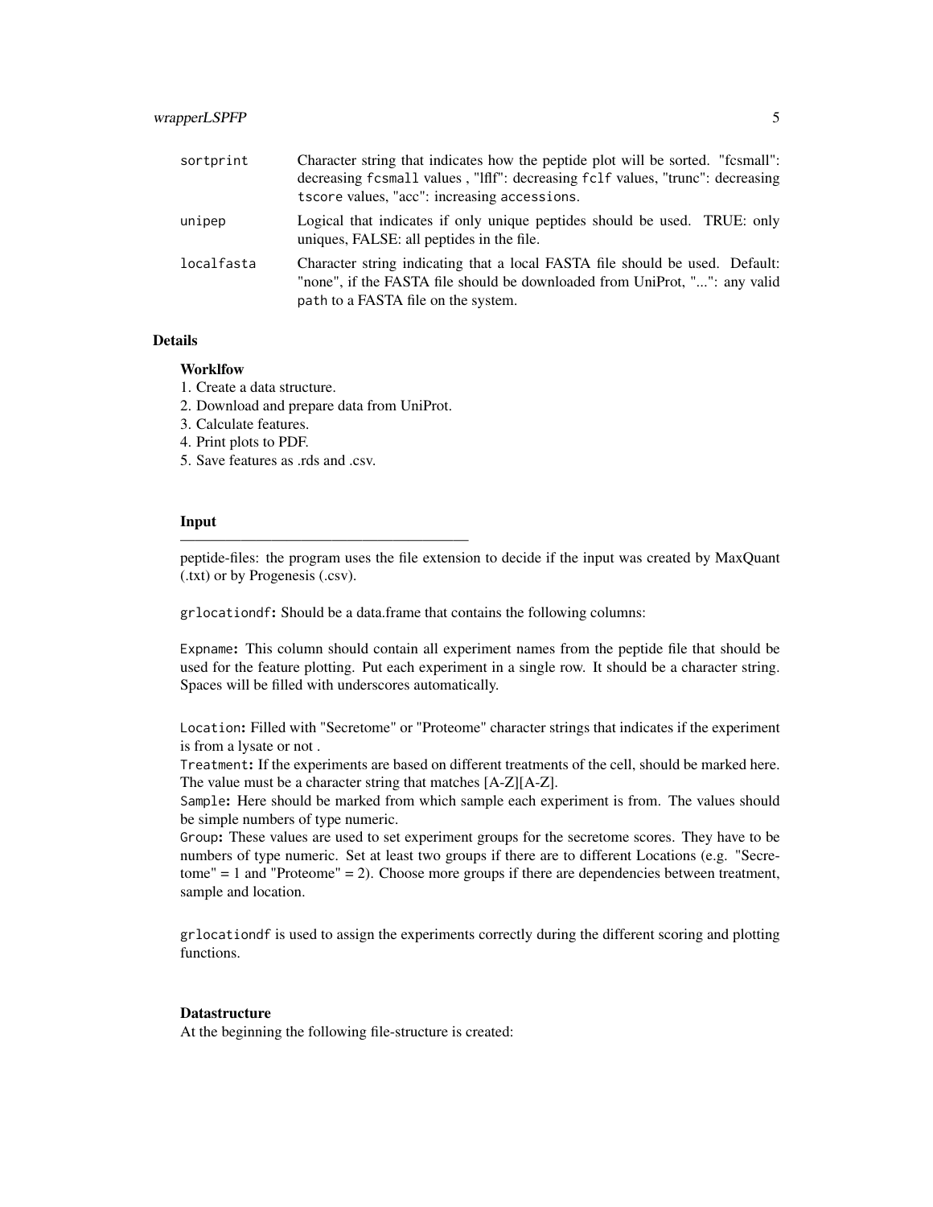| | |
|---|---|
| sortprint | Character string that indicates how the peptide plot will be sorted. "fcsmall": decreasing fcsmall values , "lflf": decreasing fclf values, "trunc": decreasing tscore values, "acc": increasing accessions. |
| unipep | Logical that indicates if only unique peptides should be used. TRUE: only uniques, FALSE: all peptides in the file. |
| localfasta | Character string indicating that a local FASTA file should be used. Default: "none", if the FASTA file should be downloaded from UniProt, "...": any valid path to a FASTA file on the system. |

## Details

### Worklfow

1. Create a data structure.
2. Download and prepare data from UniProt.
3. Calculate features.
4. Print plots to PDF.
5. Save features as .rds and .csv.

### Input

---

peptide-files: the program uses the file extension to decide if the input was created by MaxQuant (.txt) or by Progenesis (.csv).

grlocationdf**:** Should be a data.frame that contains the following columns:

Expname**:** This column should contain all experiment names from the peptide file that should be used for the feature plotting. Put each experiment in a single row. It should be a character string. Spaces will be filled with underscores automatically.

Location**:** Filled with "Secretome" or "Proteome" character strings that indicates if the experiment is from a lysate or not .
Treatment**:** If the experiments are based on different treatments of the cell, should be marked here. The value must be a character string that matches [A-Z][A-Z].
Sample**:** Here should be marked from which sample each experiment is from. The values should be simple numbers of type numeric.
Group**:** These values are used to set experiment groups for the secretome scores. They have to be numbers of type numeric. Set at least two groups if there are to different Locations (e.g. "Secretome" = 1 and "Proteome" = 2). Choose more groups if there are dependencies between treatment, sample and location.

grlocationdf is used to assign the experiments correctly during the different scoring and plotting functions.

### Datastructure

At the beginning the following file-structure is created: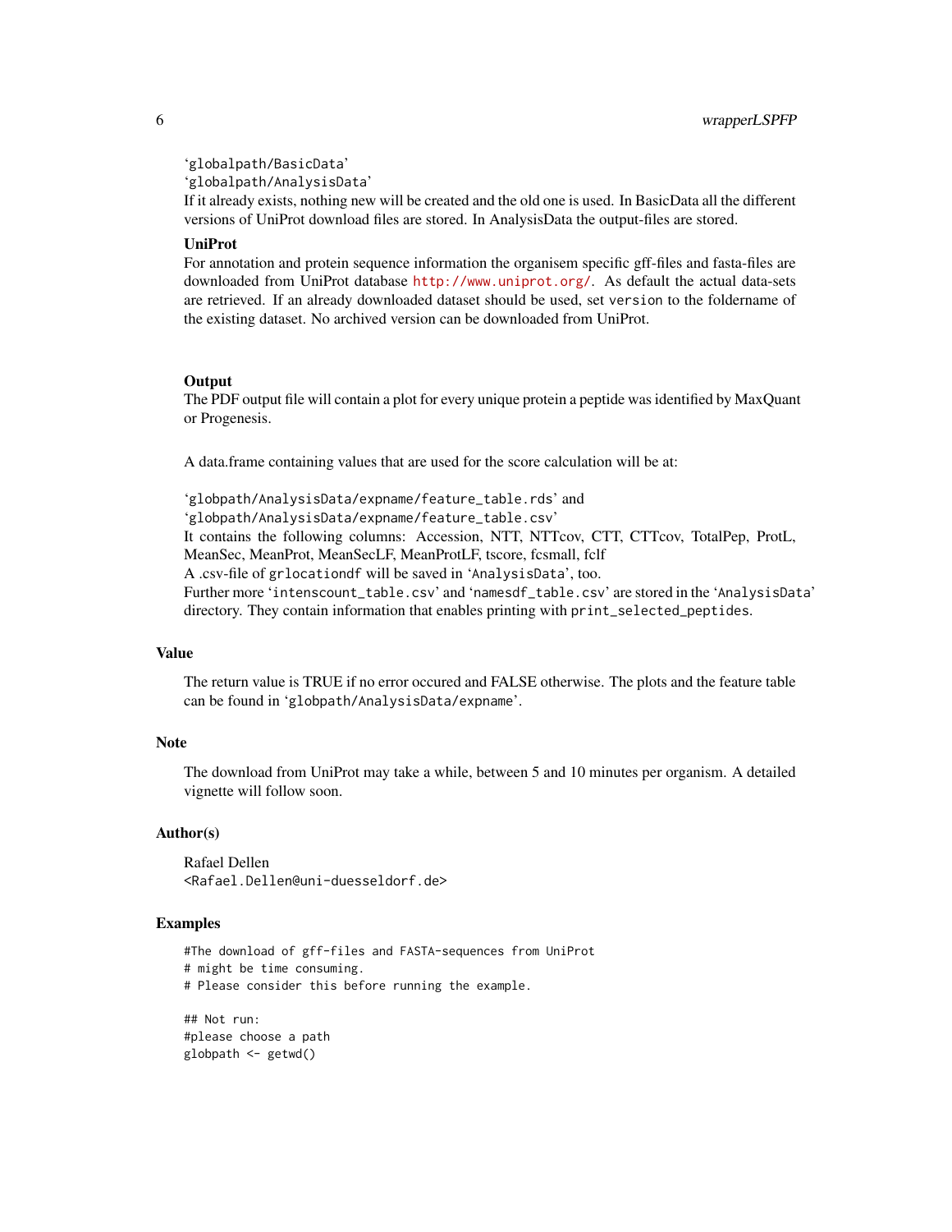'globalpath/BasicData'
'globalpath/AnalysisData'
If it already exists, nothing new will be created and the old one is used. In BasicData all the different versions of UniProt download files are stored. In AnalysisData the output-files are stored.

**UniProt**
For annotation and protein sequence information the organisem specific gff-files and fasta-files are downloaded from UniProt database http://www.uniprot.org/. As default the actual data-sets are retrieved. If an already downloaded dataset should be used, set `version` to the foldername of the existing dataset. No archived version can be downloaded from UniProt.

**Output**
The PDF output file will contain a plot for every unique protein a peptide was identified by MaxQuant or Progenesis.

A data.frame containing values that are used for the score calculation will be at:

'globpath/AnalysisData/expname/feature_table.rds' and
'globpath/AnalysisData/expname/feature_table.csv'
It contains the following columns: Accession, NTT, NTTcov, CTT, CTTcov, TotalPep, ProtL, MeanSec, MeanProt, MeanSecLF, MeanProtLF, tscore, fcsmall, fclf
A .csv-file of `grlocationdf` will be saved in 'AnalysisData', too.
Further more 'intenscount_table.csv' and 'namesdf_table.csv' are stored in the 'AnalysisData' directory. They contain information that enables printing with `print_selected_peptides`.

## Value

The return value is TRUE if no error occured and FALSE otherwise. The plots and the feature table can be found in 'globpath/AnalysisData/expname'.

## Note

The download from UniProt may take a while, between 5 and 10 minutes per organism. A detailed vignette will follow soon.

## Author(s)

Rafael Dellen
<Rafael.Dellen@uni-duesseldorf.de>

## Examples

```
#The download of gff-files and FASTA-sequences from UniProt
# might be time consuming.
# Please consider this before running the example.

## Not run:
#please choose a path
globpath <- getwd()
```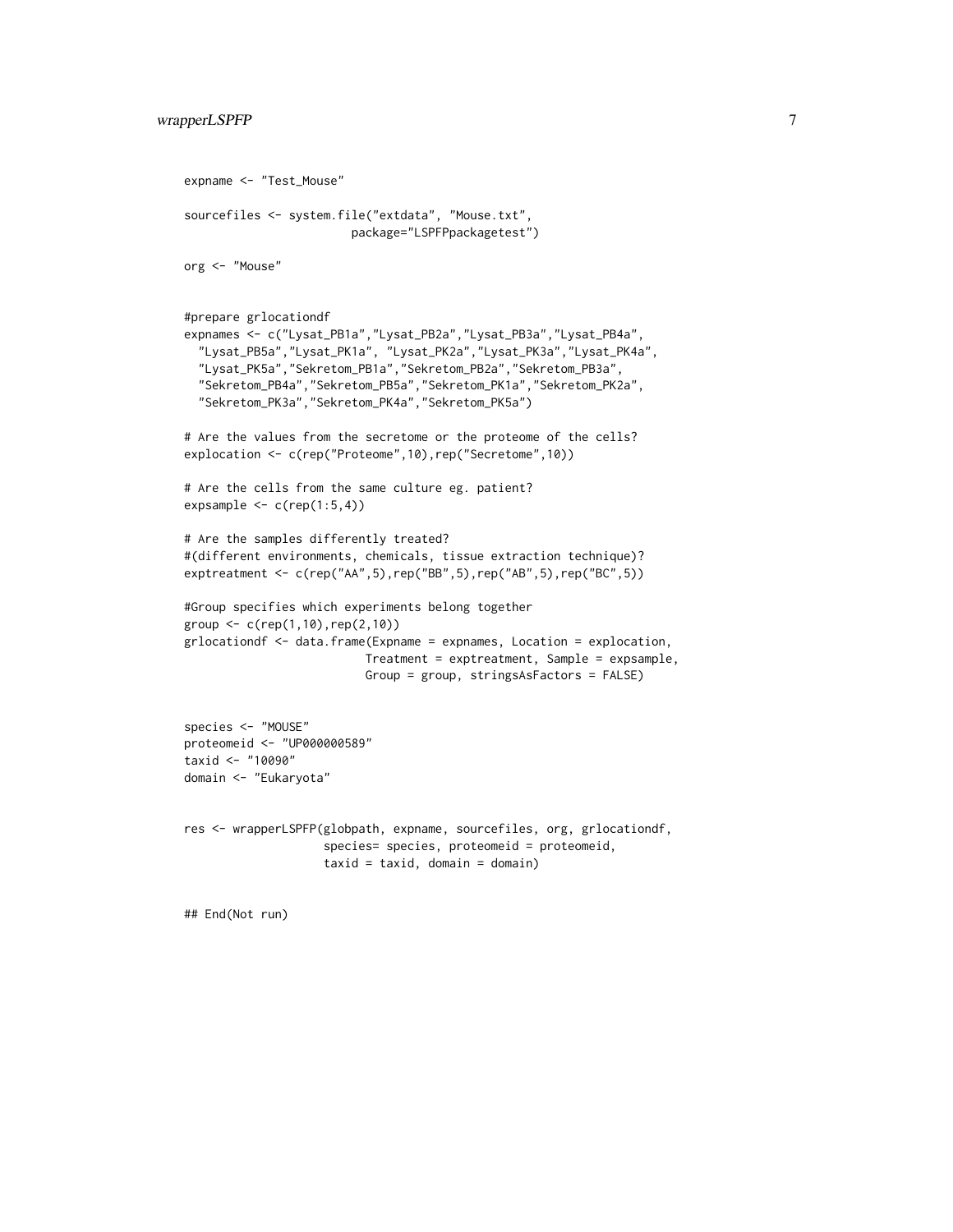```
expname <- "Test_Mouse"

sourcefiles <- system.file("extdata", "Mouse.txt",
                        package="LSPFPpackagetest")

org <- "Mouse"


#prepare grlocationdf
expnames <- c("Lysat_PB1a","Lysat_PB2a","Lysat_PB3a","Lysat_PB4a",
  "Lysat_PB5a","Lysat_PK1a", "Lysat_PK2a","Lysat_PK3a","Lysat_PK4a",
  "Lysat_PK5a","Sekretom_PB1a","Sekretom_PB2a","Sekretom_PB3a",
  "Sekretom_PB4a","Sekretom_PB5a","Sekretom_PK1a","Sekretom_PK2a",
  "Sekretom_PK3a","Sekretom_PK4a","Sekretom_PK5a")

# Are the values from the secretome or the proteome of the cells?
explocation <- c(rep("Proteome",10),rep("Secretome",10))

# Are the cells from the same culture eg. patient?
expsample <- c(rep(1:5,4))

# Are the samples differently treated?
#(different environments, chemicals, tissue extraction technique)?
exptreatment <- c(rep("AA",5),rep("BB",5),rep("AB",5),rep("BC",5))

#Group specifies which experiments belong together
group <- c(rep(1,10),rep(2,10))
grlocationdf <- data.frame(Expname = expnames, Location = explocation,
                          Treatment = exptreatment, Sample = expsample,
                          Group = group, stringsAsFactors = FALSE)


species <- "MOUSE"
proteomeid <- "UP000000589"
taxid <- "10090"
domain <- "Eukaryota"


res <- wrapperLSPFP(globpath, expname, sourcefiles, org, grlocationdf,
                    species= species, proteomeid = proteomeid,
                    taxid = taxid, domain = domain)


## End(Not run)
```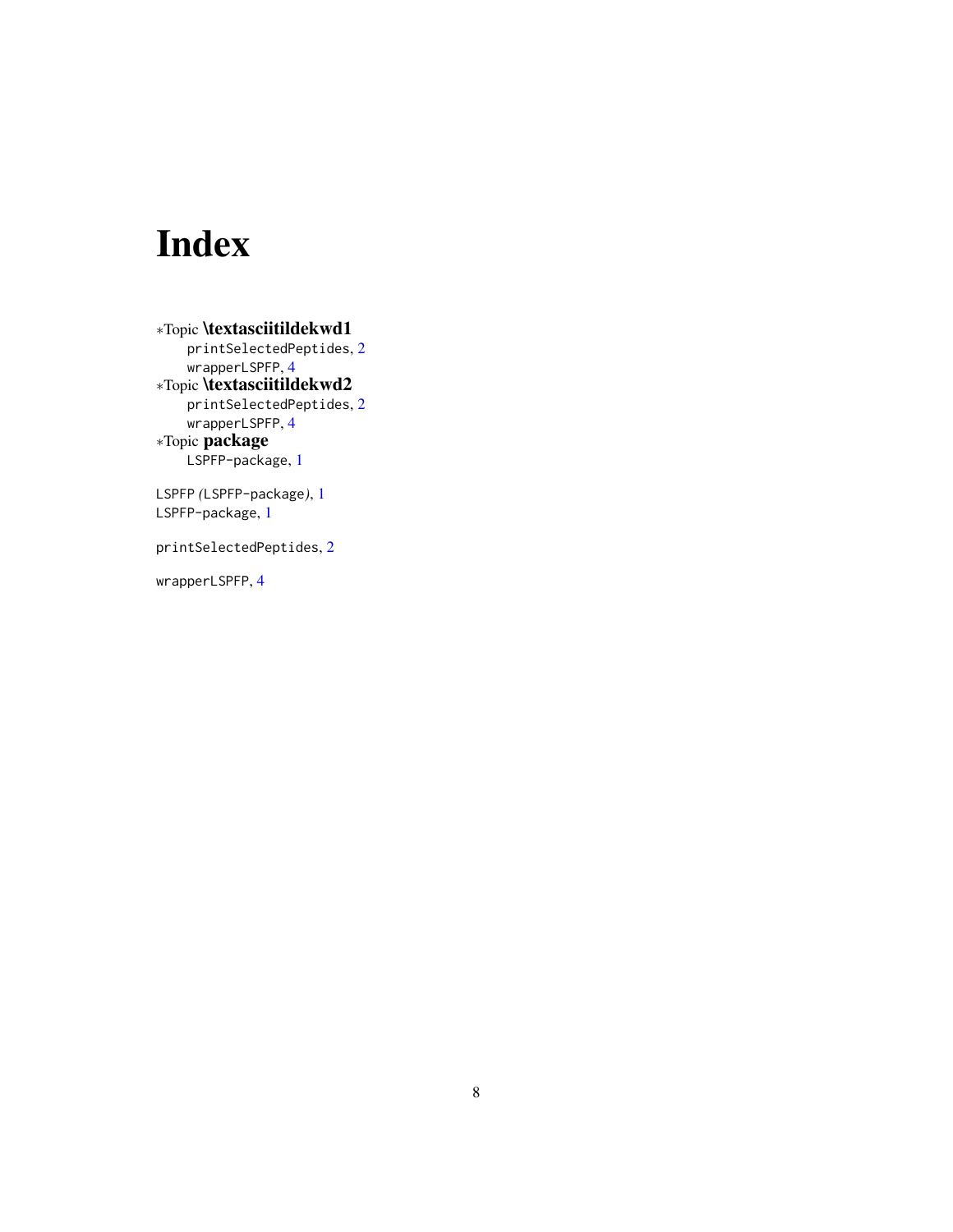# Index

∗Topic **\textasciitildekwd1**
  printSelectedPeptides, 2
  wrapperLSPFP, 4
∗Topic **\textasciitildekwd2**
  printSelectedPeptides, 2
  wrapperLSPFP, 4
∗Topic **package**
  LSPFP-package, 1

LSPFP *(*LSPFP-package*)*, 1
LSPFP-package, 1

printSelectedPeptides, 2

wrapperLSPFP, 4